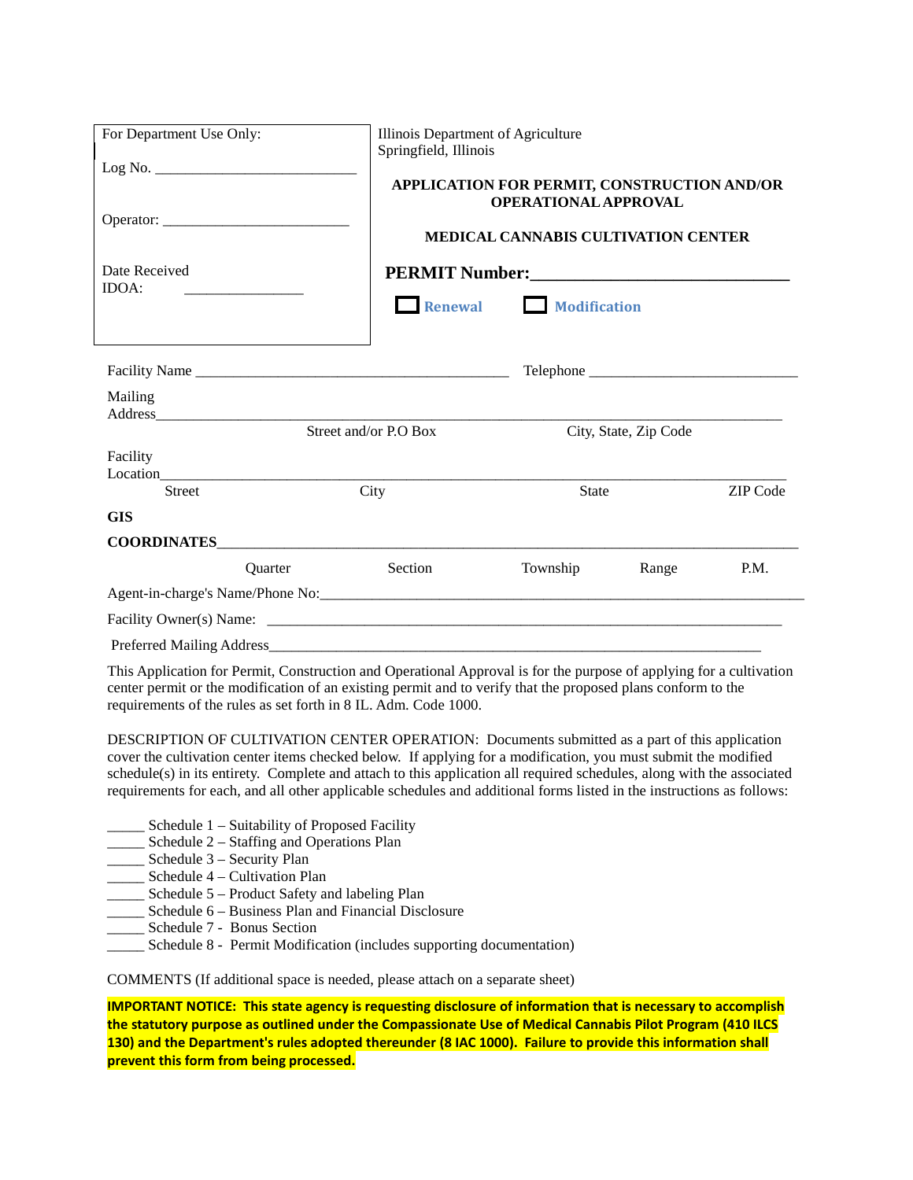| For Department Use Only: | Illinois Department of Agriculture<br>Springfield, Illinois |
|---|---|
| Log No. ___________________________ | **APPLICATION FOR PERMIT, CONSTRUCTION AND/OR OPERATIONAL APPROVAL** |
| Operator: _________________________ | **MEDICAL CANNABIS CULTIVATION CENTER** |
| Date Received IDOA: _______________ | **PERMIT Number:______________________________** |
| | ☐ **Renewal** ☐ **Modification** |

Facility Name __________________________________________ Telephone ____________________________

Mailing Address_____________________________________________________________________________

Street and/or P.O Box City, State, Zip Code

Facility Location_____________________________________________________________________________

Street City State ZIP Code

**GIS COORDINATES**_________________________________________________________________________

Quarter Section Township Range P.M.

Agent-in-charge's Name/Phone No:_____________________________________________________________

Facility Owner(s) Name: ______________________________________________________________________

Preferred Mailing Address______________________________________________________________________

This Application for Permit, Construction and Operational Approval is for the purpose of applying for a cultivation center permit or the modification of an existing permit and to verify that the proposed plans conform to the requirements of the rules as set forth in 8 IL. Adm. Code 1000.

DESCRIPTION OF CULTIVATION CENTER OPERATION: Documents submitted as a part of this application cover the cultivation center items checked below. If applying for a modification, you must submit the modified schedule(s) in its entirety. Complete and attach to this application all required schedules, along with the associated requirements for each, and all other applicable schedules and additional forms listed in the instructions as follows:

_____ Schedule 1 – Suitability of Proposed Facility
_____ Schedule 2 – Staffing and Operations Plan
_____ Schedule 3 – Security Plan
_____ Schedule 4 – Cultivation Plan
_____ Schedule 5 – Product Safety and labeling Plan
_____ Schedule 6 – Business Plan and Financial Disclosure
_____ Schedule 7 - Bonus Section
_____ Schedule 8 - Permit Modification (includes supporting documentation)

COMMENTS (If additional space is needed, please attach on a separate sheet)

**IMPORTANT NOTICE: This state agency is requesting disclosure of information that is necessary to accomplish the statutory purpose as outlined under the Compassionate Use of Medical Cannabis Pilot Program (410 ILCS 130) and the Department's rules adopted thereunder (8 IAC 1000). Failure to provide this information shall prevent this form from being processed.**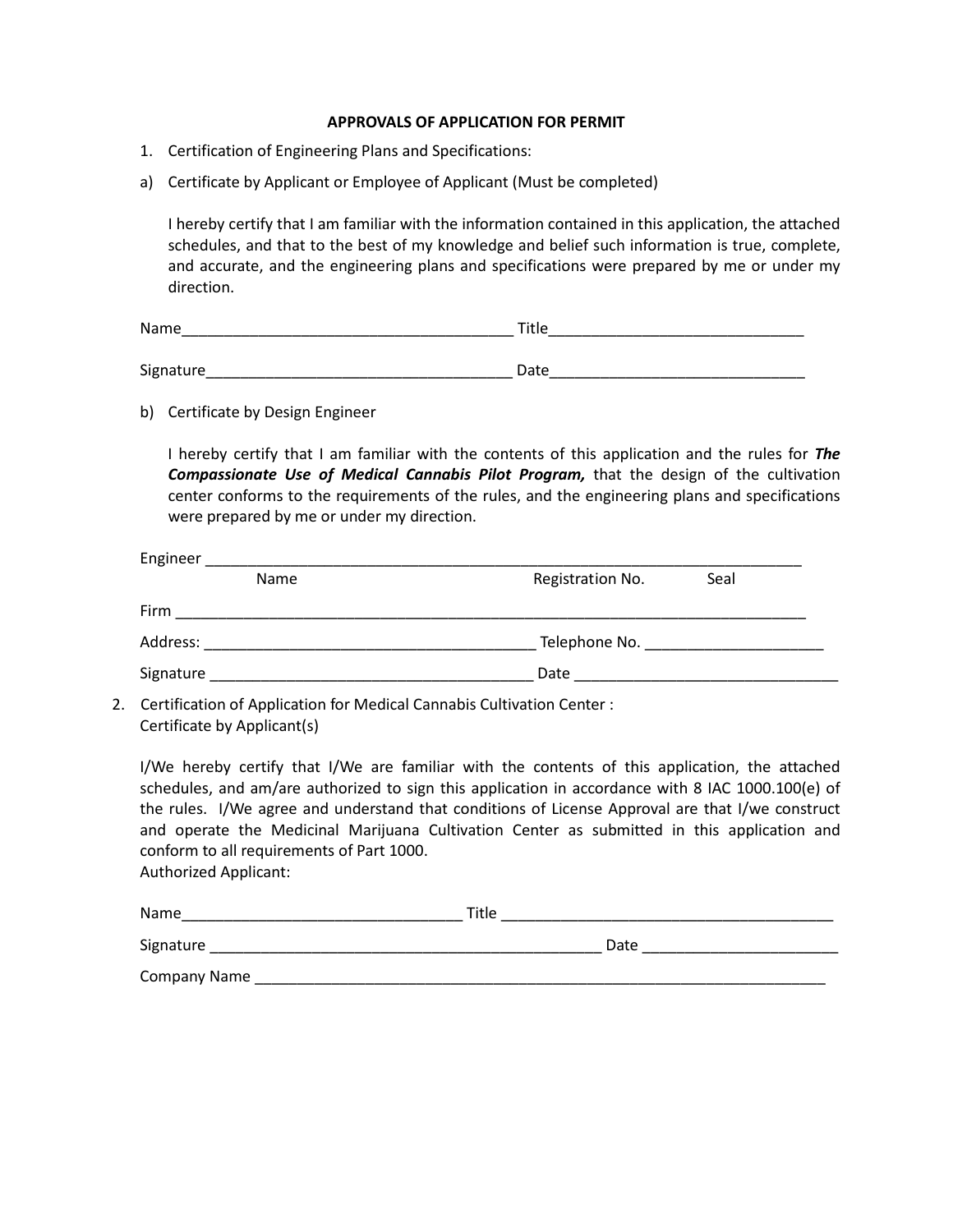# APPROVALS OF APPLICATION FOR PERMIT

1. Certification of Engineering Plans and Specifications:

a) Certificate by Applicant or Employee of Applicant (Must be completed)

I hereby certify that I am familiar with the information contained in this application, the attached schedules, and that to the best of my knowledge and belief such information is true, complete, and accurate, and the engineering plans and specifications were prepared by me or under my direction.

Name_______________________________________ Title______________________________

Signature____________________________________ Date______________________________

b) Certificate by Design Engineer

I hereby certify that I am familiar with the contents of this application and the rules for ***The Compassionate Use of Medical Cannabis Pilot Program,*** that the design of the cultivation center conforms to the requirements of the rules, and the engineering plans and specifications were prepared by me or under my direction.

Engineer ________________________________________________________________________
Name Registration No. Seal

Firm ____________________________________________________________________________

Address: _______________________________________ Telephone No. _____________________

Signature ______________________________________ Date _______________________________

2. Certification of Application for Medical Cannabis Cultivation Center :
Certificate by Applicant(s)

I/We hereby certify that I/We are familiar with the contents of this application, the attached schedules, and am/are authorized to sign this application in accordance with 8 IAC 1000.100(e) of the rules. I/We agree and understand that conditions of License Approval are that I/we construct and operate the Medicinal Marijuana Cultivation Center as submitted in this application and conform to all requirements of Part 1000.
Authorized Applicant:

Name_________________________________ Title ________________________________________

Signature _______________________________________________ Date _______________________

Company Name _______________________________________________________________________